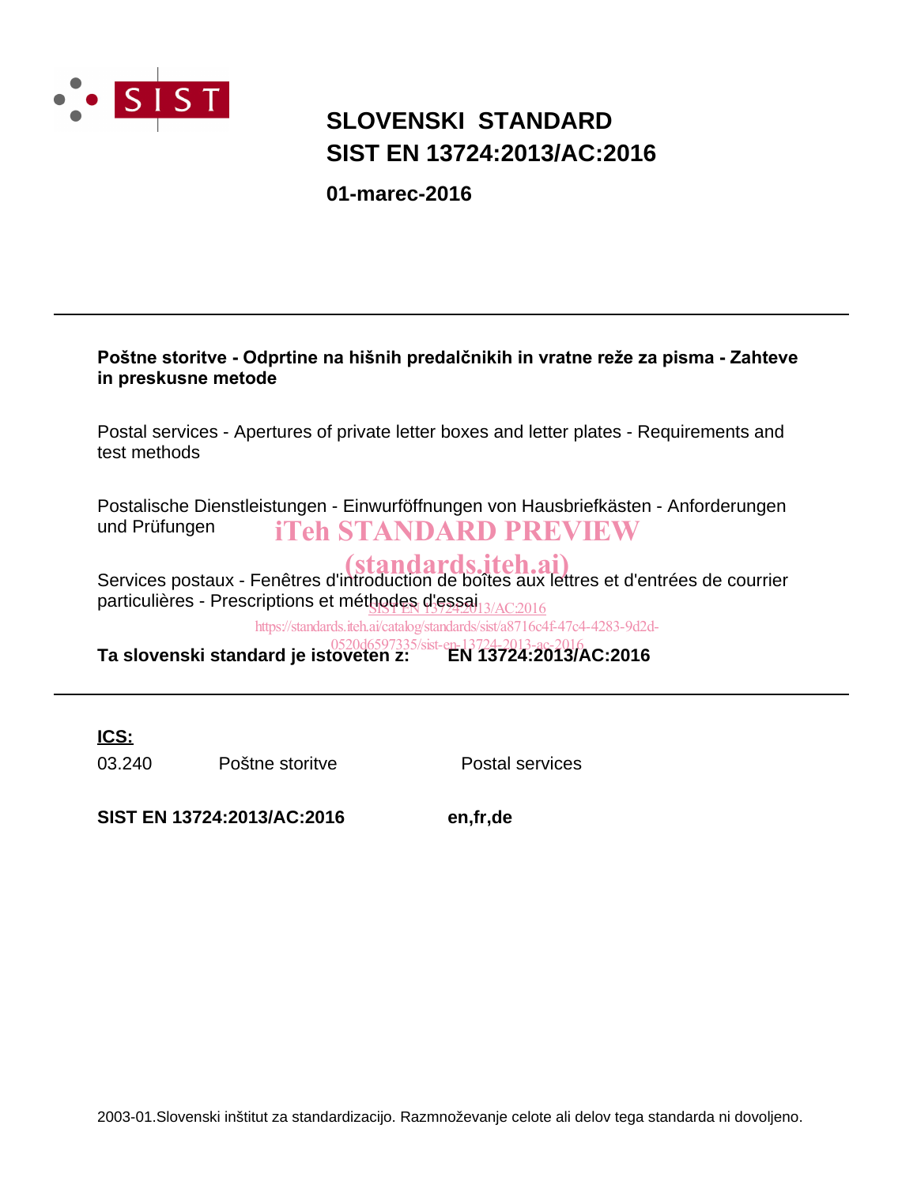SIST

# SLOVENSKI STANDARD
# SIST EN 13724:2013/AC:2016

**01-marec-2016**

---

**Poštne storitve - Odprtine na hišnih predalčnikih in vratne reže za pisma - Zahteve in preskusne metode**

Postal services - Apertures of private letter boxes and letter plates - Requirements and test methods

Postalische Dienstleistungen - Einwurföffnungen von Hausbriefkästen - Anforderungen und Prüfungen

iTeh STANDARD PREVIEW
(standards.iteh.ai)

Services postaux - Fenêtres d'introduction de boîtes aux lettres et d'entrées de courrier particulières - Prescriptions et méthodes d'essai

SIST EN 13724:2013/AC:2016
https://standards.iteh.ai/catalog/standards/sist/a8716c4f-47c4-4283-9d2d-0520d6597335/sist-en-13724-2013-ac-2016

**Ta slovenski standard je istoveten z:** **EN 13724:2013/AC:2016**

---

**ICS:**

| | | |
|---|---|---|
| 03.240 | Poštne storitve | Postal services |

**SIST EN 13724:2013/AC:2016** **en,fr,de**

2003-01.Slovenski inštitut za standardizacijo. Razmnoževanje celote ali delov tega standarda ni dovoljeno.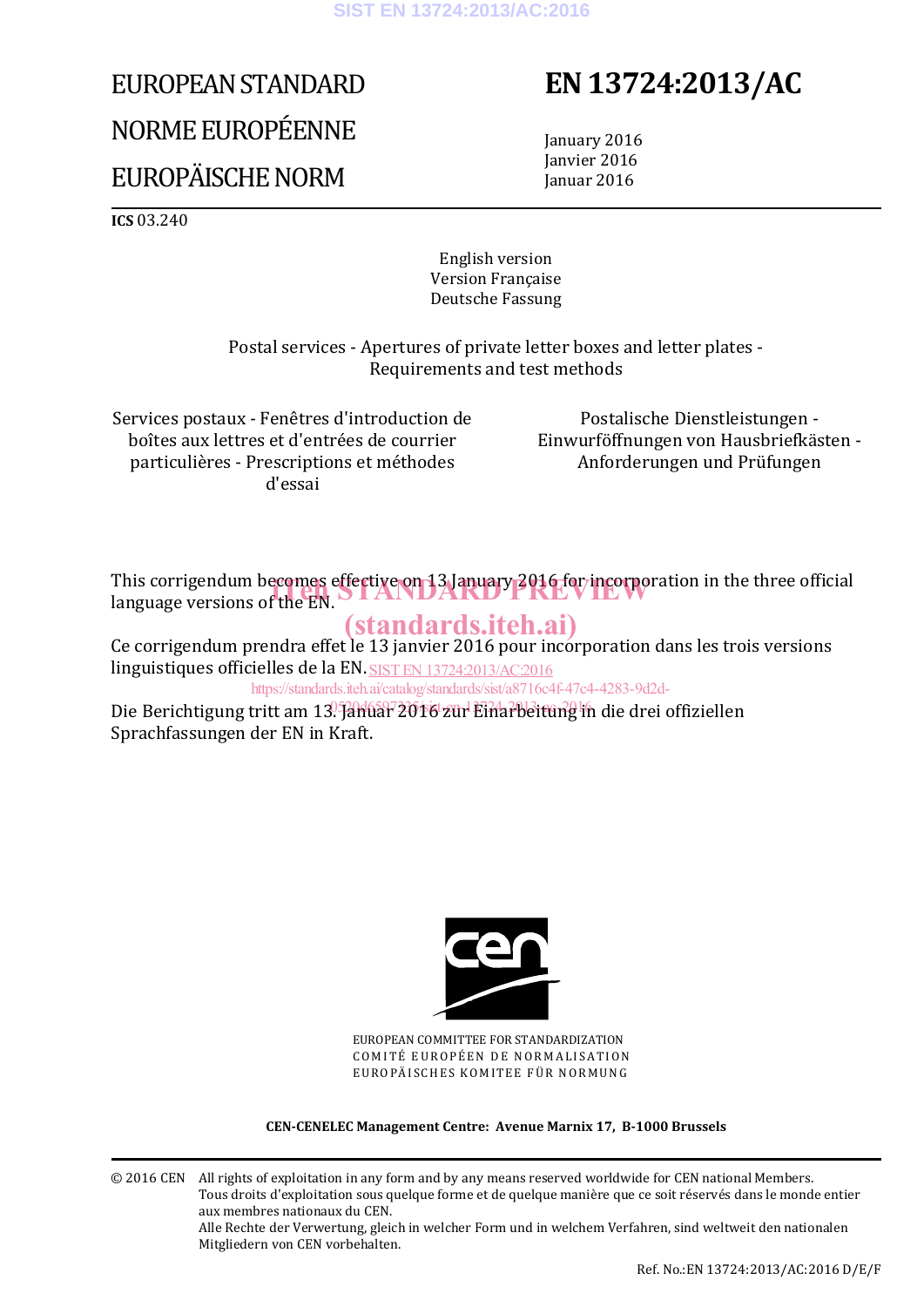EUROPEAN STANDARD

NORME EUROPÉENNE

EUROPÄISCHE NORM

# EN 13724:2013/AC

January 2016
Janvier 2016
Januar 2016

**ICS** 03.240

English version
Version Française
Deutsche Fassung

Postal services - Apertures of private letter boxes and letter plates - Requirements and test methods

Services postaux - Fenêtres d'introduction de boîtes aux lettres et d'entrées de courrier particulières - Prescriptions et méthodes d'essai

Postalische Dienstleistungen - Einwurföffnungen von Hausbriefkästen - Anforderungen und Prüfungen

This corrigendum becomes effective on 13 January 2016 for incorporation in the three official language versions of the EN.

Ce corrigendum prendra effet le 13 janvier 2016 pour incorporation dans les trois versions linguistiques officielles de la EN.

Die Berichtigung tritt am 13. Januar 2016 zur Einarbeitung in die drei offiziellen Sprachfassungen der EN in Kraft.

EUROPEAN COMMITTEE FOR STANDARDIZATION
COMITÉ EUROPÉEN DE NORMALISATION
EUROPÄISCHES KOMITEE FÜR NORMUNG

**CEN-CENELEC Management Centre: Avenue Marnix 17, B-1000 Brussels**

© 2016 CEN All rights of exploitation in any form and by any means reserved worldwide for CEN national Members.
Tous droits d'exploitation sous quelque forme et de quelque manière que ce soit réservés dans le monde entier aux membres nationaux du CEN.
Alle Rechte der Verwertung, gleich in welcher Form und in welchem Verfahren, sind weltweit den nationalen Mitgliedern von CEN vorbehalten.

Ref. No.:EN 13724:2013/AC:2016 D/E/F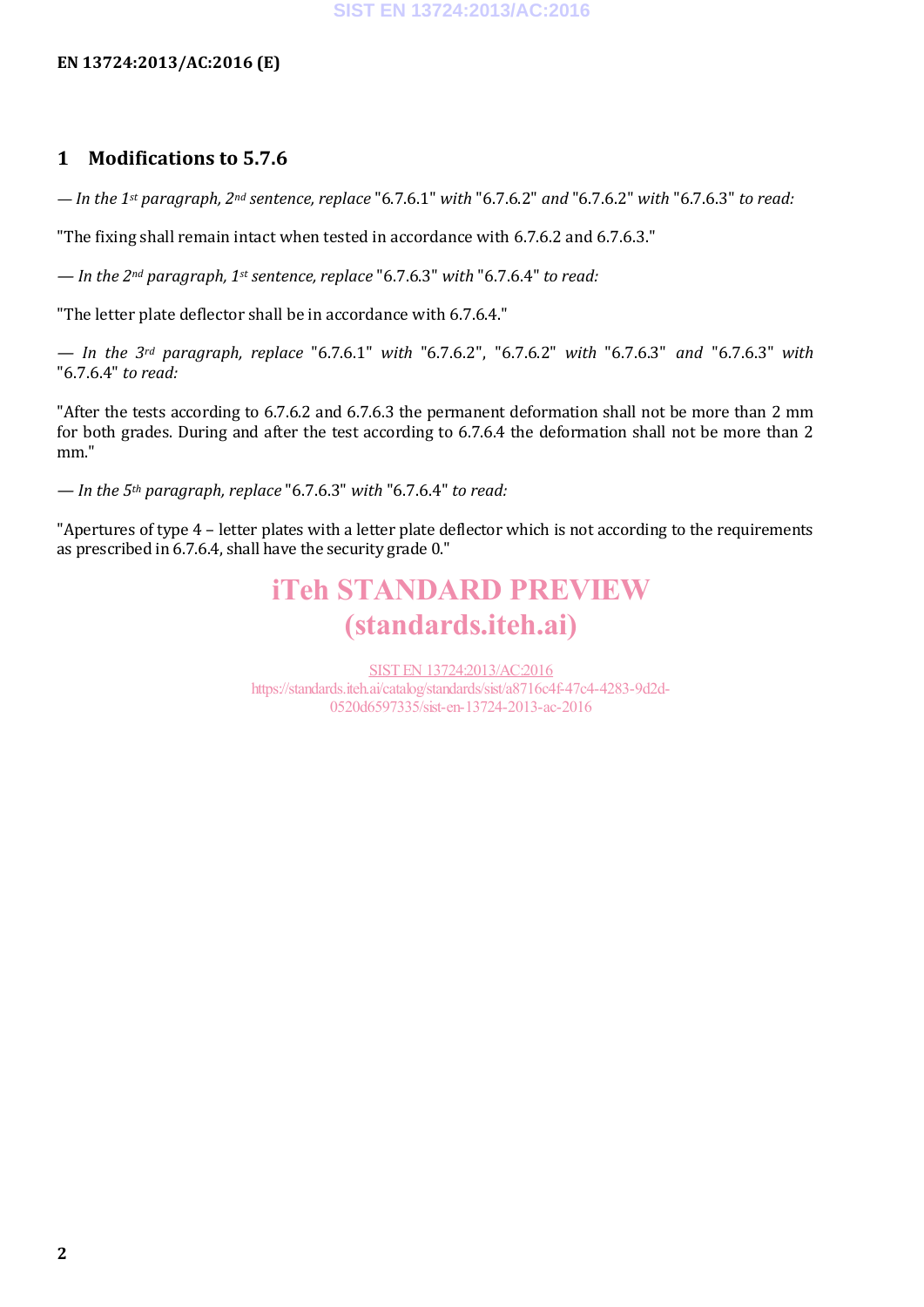# 1 Modifications to 5.7.6

— *In the 1st paragraph, 2nd sentence, replace* "6.7.6.1" *with* "6.7.6.2" *and* "6.7.6.2" *with* "6.7.6.3" *to read:*

"The fixing shall remain intact when tested in accordance with 6.7.6.2 and 6.7.6.3."

— *In the 2nd paragraph, 1st sentence, replace* "6.7.6.3" *with* "6.7.6.4" *to read:*

"The letter plate deflector shall be in accordance with 6.7.6.4."

— *In the 3rd paragraph, replace* "6.7.6.1" *with* "6.7.6.2", "6.7.6.2" *with* "6.7.6.3" *and* "6.7.6.3" *with* "6.7.6.4" *to read:*

"After the tests according to 6.7.6.2 and 6.7.6.3 the permanent deformation shall not be more than 2 mm for both grades. During and after the test according to 6.7.6.4 the deformation shall not be more than 2 mm."

— *In the 5th paragraph, replace* "6.7.6.3" *with* "6.7.6.4" *to read:*

"Apertures of type 4 – letter plates with a letter plate deflector which is not according to the requirements as prescribed in 6.7.6.4, shall have the security grade 0."